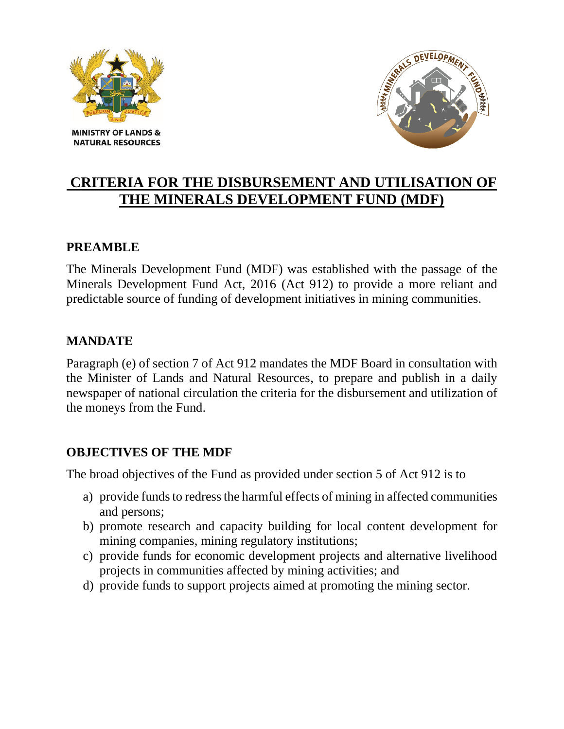MINISTRY OF LANDS & NATURAL RESOURCES

# CRITERIA FOR THE DISBURSEMENT AND UTILISATION OF THE MINERALS DEVELOPMENT FUND (MDF)

## PREAMBLE

The Minerals Development Fund (MDF) was established with the passage of the Minerals Development Fund Act, 2016 (Act 912) to provide a more reliant and predictable source of funding of development initiatives in mining communities.

## MANDATE

Paragraph (e) of section 7 of Act 912 mandates the MDF Board in consultation with the Minister of Lands and Natural Resources, to prepare and publish in a daily newspaper of national circulation the criteria for the disbursement and utilization of the moneys from the Fund.

## OBJECTIVES OF THE MDF

The broad objectives of the Fund as provided under section 5 of Act 912 is to

a) provide funds to redress the harmful effects of mining in affected communities and persons;
b) promote research and capacity building for local content development for mining companies, mining regulatory institutions;
c) provide funds for economic development projects and alternative livelihood projects in communities affected by mining activities; and
d) provide funds to support projects aimed at promoting the mining sector.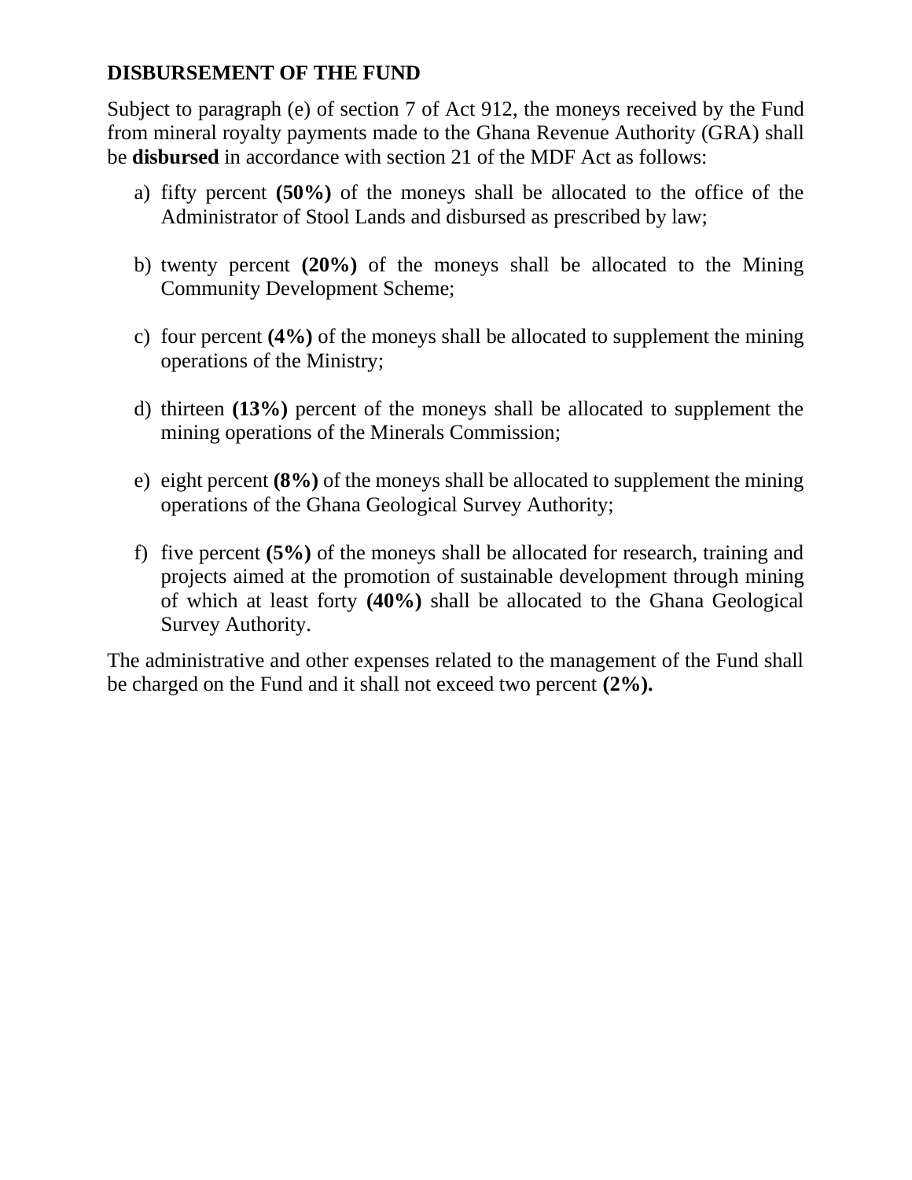**DISBURSEMENT OF THE FUND**

Subject to paragraph (e) of section 7 of Act 912, the moneys received by the Fund from mineral royalty payments made to the Ghana Revenue Authority (GRA) shall be **disbursed** in accordance with section 21 of the MDF Act as follows:

a) fifty percent **(50%)** of the moneys shall be allocated to the office of the Administrator of Stool Lands and disbursed as prescribed by law;

b) twenty percent **(20%)** of the moneys shall be allocated to the Mining Community Development Scheme;

c) four percent **(4%)** of the moneys shall be allocated to supplement the mining operations of the Ministry;

d) thirteen **(13%)** percent of the moneys shall be allocated to supplement the mining operations of the Minerals Commission;

e) eight percent **(8%)** of the moneys shall be allocated to supplement the mining operations of the Ghana Geological Survey Authority;

f) five percent **(5%)** of the moneys shall be allocated for research, training and projects aimed at the promotion of sustainable development through mining of which at least forty **(40%)** shall be allocated to the Ghana Geological Survey Authority.

The administrative and other expenses related to the management of the Fund shall be charged on the Fund and it shall not exceed two percent **(2%).**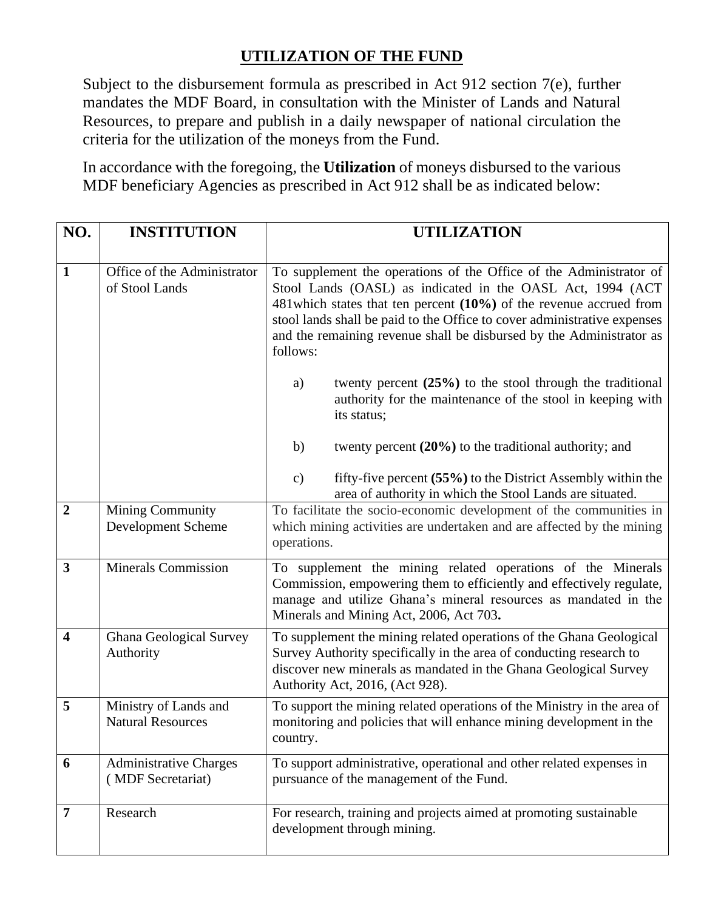## UTILIZATION OF THE FUND

Subject to the disbursement formula as prescribed in Act 912 section 7(e), further mandates the MDF Board, in consultation with the Minister of Lands and Natural Resources, to prepare and publish in a daily newspaper of national circulation the criteria for the utilization of the moneys from the Fund.

In accordance with the foregoing, the **Utilization** of moneys disbursed to the various MDF beneficiary Agencies as prescribed in Act 912 shall be as indicated below:

| NO. | INSTITUTION | UTILIZATION |
|---|---|---|
| **1** | Office of the Administrator of Stool Lands | To supplement the operations of the Office of the Administrator of Stool Lands (OASL) as indicated in the OASL Act, 1994 (ACT 481which states that ten percent **(10%)** of the revenue accrued from stool lands shall be paid to the Office to cover administrative expenses and the remaining revenue shall be disbursed by the Administrator as follows:<br><br>a) twenty percent **(25%)** to the stool through the traditional authority for the maintenance of the stool in keeping with its status;<br><br>b) twenty percent **(20%)** to the traditional authority; and<br><br>c) fifty-five percent **(55%)** to the District Assembly within the area of authority in which the Stool Lands are situated. |
| **2** | Mining Community Development Scheme | To facilitate the socio-economic development of the communities in which mining activities are undertaken and are affected by the mining operations. |
| **3** | Minerals Commission | To supplement the mining related operations of the Minerals Commission, empowering them to efficiently and effectively regulate, manage and utilize Ghana's mineral resources as mandated in the Minerals and Mining Act, 2006, Act 703**.** |
| **4** | Ghana Geological Survey Authority | To supplement the mining related operations of the Ghana Geological Survey Authority specifically in the area of conducting research to discover new minerals as mandated in the Ghana Geological Survey Authority Act, 2016, (Act 928). |
| **5** | Ministry of Lands and Natural Resources | To support the mining related operations of the Ministry in the area of monitoring and policies that will enhance mining development in the country. |
| **6** | Administrative Charges ( MDF Secretariat) | To support administrative, operational and other related expenses in pursuance of the management of the Fund. |
| **7** | Research | For research, training and projects aimed at promoting sustainable development through mining. |